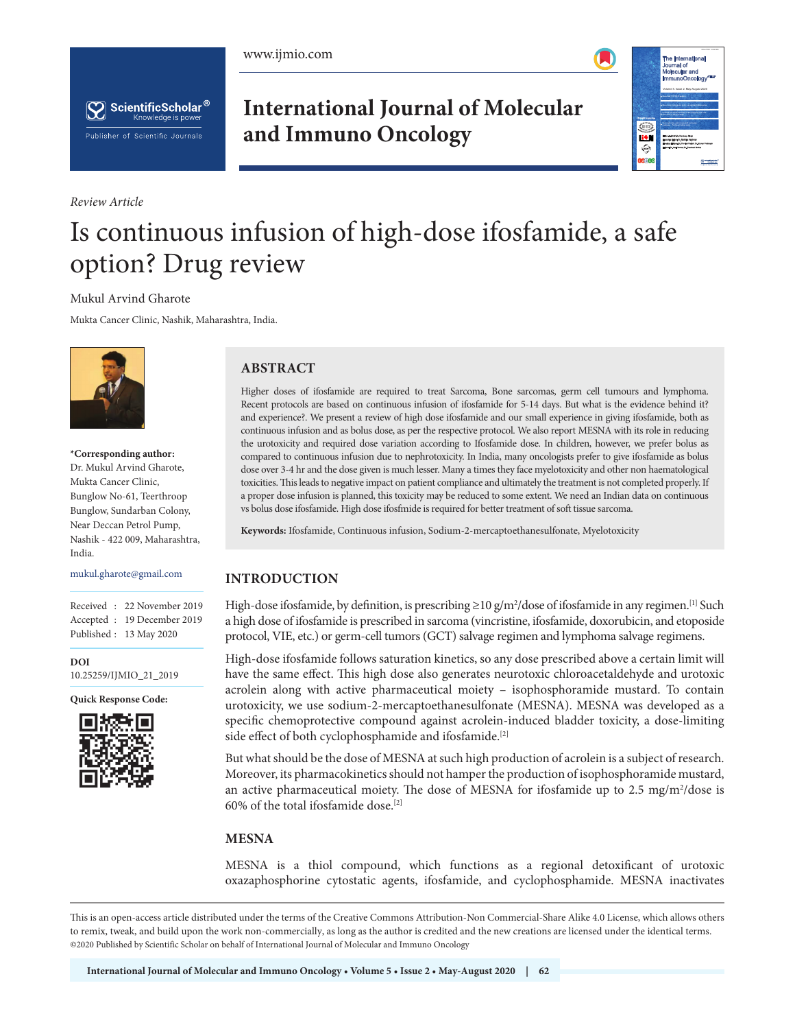*Review Article*

# Is continuous infusion of high-dose ifosfamide, a safe option? Drug review

Mukul Arvind Gharote

Mukta Cancer Clinic, Nashik, Maharashtra, India.

**\*Corresponding author:**
Dr. Mukul Arvind Gharote,
Mukta Cancer Clinic,
Bunglow No-61, Teerthroop
Bunglow, Sundarban Colony,
Near Deccan Petrol Pump,
Nashik - 422 009, Maharashtra,
India.

mukul.gharote@gmail.com

Received : 22 November 2019
Accepted : 19 December 2019
Published : 13 May 2020

**DOI**
10.25259/IJMIO_21_2019

**Quick Response Code:**

## ABSTRACT

Higher doses of ifosfamide are required to treat Sarcoma, Bone sarcomas, germ cell tumours and lymphoma. Recent protocols are based on continuous infusion of ifosfamide for 5-14 days. But what is the evidence behind it? and experience?. We present a review of high dose ifosfamide and our small experience in giving ifosfamide, both as continuous infusion and as bolus dose, as per the respective protocol. We also report MESNA with its role in reducing the urotoxicity and required dose variation according to Ifosfamide dose. In children, however, we prefer bolus as compared to continuous infusion due to nephrotoxicity. In India, many oncologists prefer to give ifosfamide as bolus dose over 3-4 hr and the dose given is much lesser. Many a times they face myelotoxicity and other non haematological toxicities. This leads to negative impact on patient compliance and ultimately the treatment is not completed properly. If a proper dose infusion is planned, this toxicity may be reduced to some extent. We need an Indian data on continuous vs bolus dose ifosfamide. High dose ifosfmide is required for better treatment of soft tissue sarcoma.

**Keywords:** Ifosfamide, Continuous infusion, Sodium-2-mercaptoethanesulfonate, Myelotoxicity

## INTRODUCTION

High-dose ifosfamide, by definition, is prescribing ≥10 g/m$^2$/dose of ifosfamide in any regimen.[1] Such a high dose of ifosfamide is prescribed in sarcoma (vincristine, ifosfamide, doxorubicin, and etoposide protocol, VIE, etc.) or germ-cell tumors (GCT) salvage regimen and lymphoma salvage regimens.

High-dose ifosfamide follows saturation kinetics, so any dose prescribed above a certain limit will have the same effect. This high dose also generates neurotoxic chloroacetaldehyde and urotoxic acrolein along with active pharmaceutical moiety – isophosphoramide mustard. To contain urotoxicity, we use sodium-2-mercaptoethanesulfonate (MESNA). MESNA was developed as a specific chemoprotective compound against acrolein-induced bladder toxicity, a dose-limiting side effect of both cyclophosphamide and ifosfamide.[2]

But what should be the dose of MESNA at such high production of acrolein is a subject of research. Moreover, its pharmacokinetics should not hamper the production of isophosphoramide mustard, an active pharmaceutical moiety. The dose of MESNA for ifosfamide up to 2.5 mg/m$^2$/dose is 60% of the total ifosfamide dose.[2]

## MESNA

MESNA is a thiol compound, which functions as a regional detoxificant of urotoxic oxazaphosphorine cytostatic agents, ifosfamide, and cyclophosphamide. MESNA inactivates

This is an open-access article distributed under the terms of the Creative Commons Attribution-Non Commercial-Share Alike 4.0 License, which allows others to remix, tweak, and build upon the work non-commercially, as long as the author is credited and the new creations are licensed under the identical terms.
©2020 Published by Scientific Scholar on behalf of International Journal of Molecular and Immuno Oncology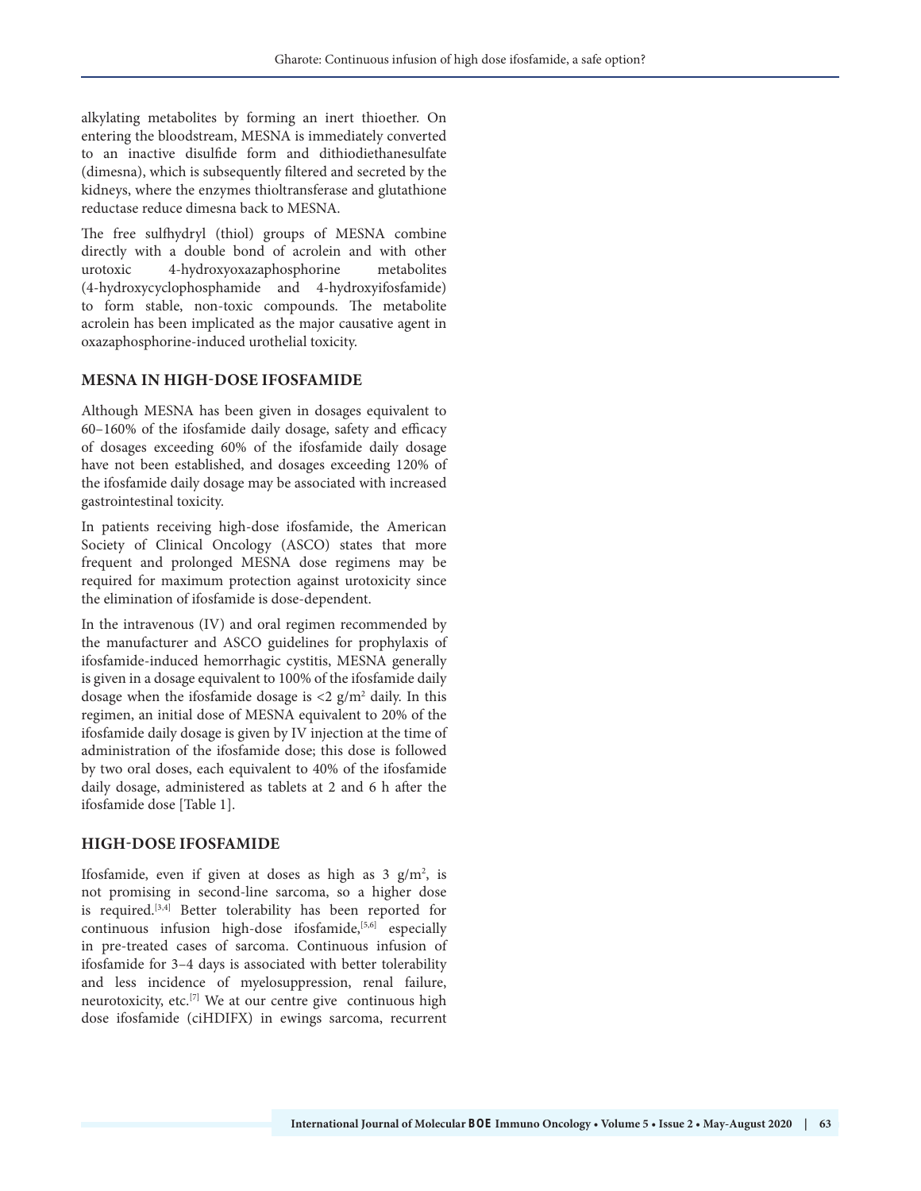alkylating metabolites by forming an inert thioether. On entering the bloodstream, MESNA is immediately converted to an inactive disulfide form and dithiodiethanesulfate (dimesna), which is subsequently filtered and secreted by the kidneys, where the enzymes thioltransferase and glutathione reductase reduce dimesna back to MESNA.

The free sulfhydryl (thiol) groups of MESNA combine directly with a double bond of acrolein and with other urotoxic 4-hydroxyoxazaphosphorine metabolites (4-hydroxycyclophosphamide and 4-hydroxyifosfamide) to form stable, non-toxic compounds. The metabolite acrolein has been implicated as the major causative agent in oxazaphosphorine-induced urothelial toxicity.

## MESNA IN HIGH-DOSE IFOSFAMIDE

Although MESNA has been given in dosages equivalent to 60–160% of the ifosfamide daily dosage, safety and efficacy of dosages exceeding 60% of the ifosfamide daily dosage have not been established, and dosages exceeding 120% of the ifosfamide daily dosage may be associated with increased gastrointestinal toxicity.

In patients receiving high-dose ifosfamide, the American Society of Clinical Oncology (ASCO) states that more frequent and prolonged MESNA dose regimens may be required for maximum protection against urotoxicity since the elimination of ifosfamide is dose-dependent.

In the intravenous (IV) and oral regimen recommended by the manufacturer and ASCO guidelines for prophylaxis of ifosfamide-induced hemorrhagic cystitis, MESNA generally is given in a dosage equivalent to 100% of the ifosfamide daily dosage when the ifosfamide dosage is $<2$ g/$m^2$ daily. In this regimen, an initial dose of MESNA equivalent to 20% of the ifosfamide daily dosage is given by IV injection at the time of administration of the ifosfamide dose; this dose is followed by two oral doses, each equivalent to 40% of the ifosfamide daily dosage, administered as tablets at 2 and 6 h after the ifosfamide dose [Table 1].

## HIGH-DOSE IFOSFAMIDE

Ifosfamide, even if given at doses as high as 3 g/$m^2$, is not promising in second-line sarcoma, so a higher dose is required.[3,4] Better tolerability has been reported for continuous infusion high-dose ifosfamide,[5,6] especially in pre-treated cases of sarcoma. Continuous infusion of ifosfamide for 3–4 days is associated with better tolerability and less incidence of myelosuppression, renal failure, neurotoxicity, etc.[7] We at our centre give continuous high dose ifosfamide (ciHDIFX) in ewings sarcoma, recurrent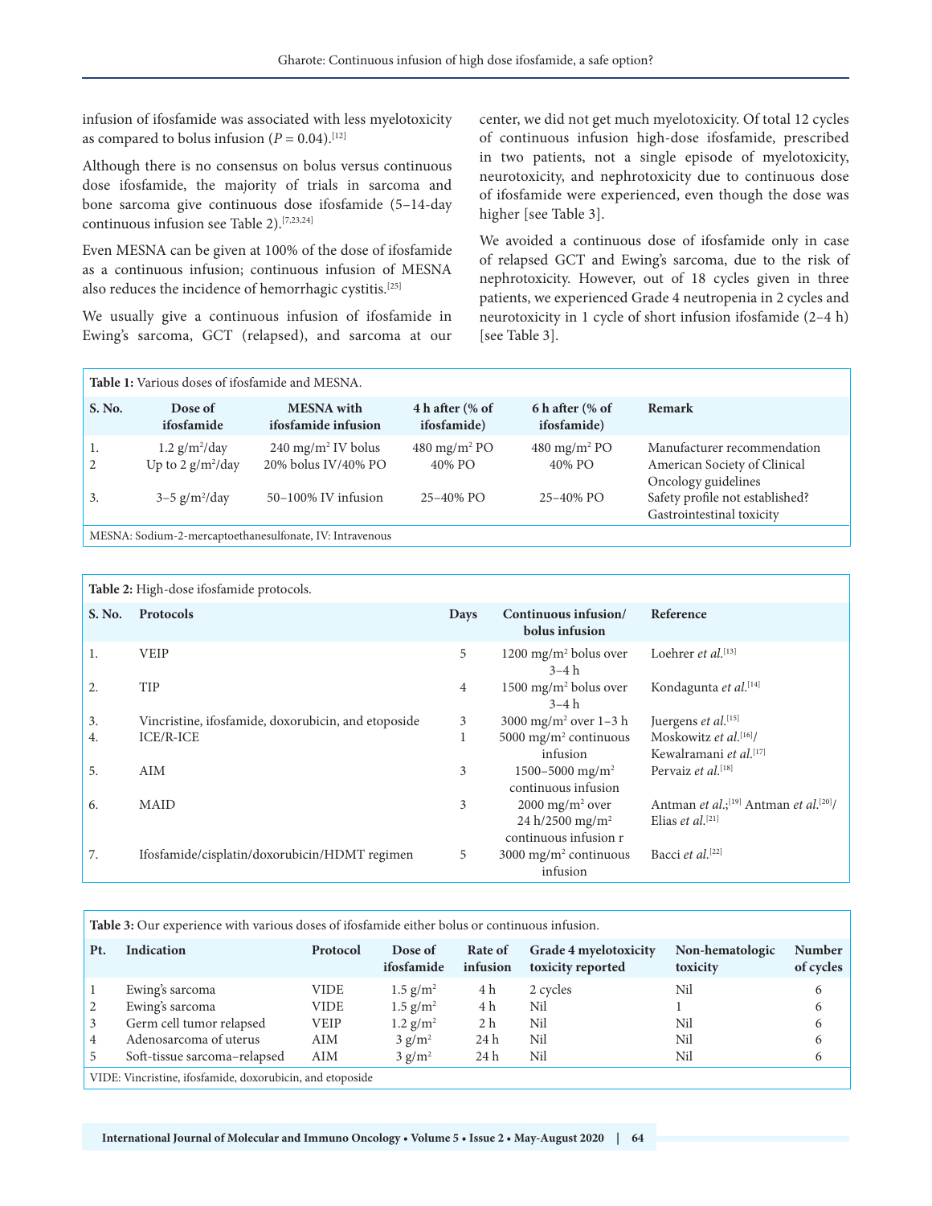infusion of ifosfamide was associated with less myelotoxicity as compared to bolus infusion ($P = 0.04$).[12]

Although there is no consensus on bolus versus continuous dose ifosfamide, the majority of trials in sarcoma and bone sarcoma give continuous dose ifosfamide (5–14-day continuous infusion see Table 2).[7,23,24]

Even MESNA can be given at 100% of the dose of ifosfamide as a continuous infusion; continuous infusion of MESNA also reduces the incidence of hemorrhagic cystitis.[25]

We usually give a continuous infusion of ifosfamide in Ewing's sarcoma, GCT (relapsed), and sarcoma at our center, we did not get much myelotoxicity. Of total 12 cycles of continuous infusion high-dose ifosfamide, prescribed in two patients, not a single episode of myelotoxicity, neurotoxicity, and nephrotoxicity due to continuous dose of ifosfamide were experienced, even though the dose was higher [see Table 3].

We avoided a continuous dose of ifosfamide only in case of relapsed GCT and Ewing's sarcoma, due to the risk of nephrotoxicity. However, out of 18 cycles given in three patients, we experienced Grade 4 neutropenia in 2 cycles and neurotoxicity in 1 cycle of short infusion ifosfamide (2–4 h) [see Table 3].

**Table 1:** Various doses of ifosfamide and MESNA.

| S. No. | Dose of ifosfamide | MESNA with ifosfamide infusion | 4 h after (% of ifosfamide) | 6 h after (% of ifosfamide) | Remark |
|---|---|---|---|---|---|
| 1. | 1.2 g/m$^2$/day | 240 mg/m$^2$ IV bolus | 480 mg/m$^2$ PO | 480 mg/m$^2$ PO | Manufacturer recommendation |
| 2 | Up to 2 g/m$^2$/day | 20% bolus IV/40% PO | 40% PO | 40% PO | American Society of Clinical Oncology guidelines |
| 3. | 3–5 g/m$^2$/day | 50–100% IV infusion | 25–40% PO | 25–40% PO | Safety profile not established? Gastrointestinal toxicity |

MESNA: Sodium-2-mercaptoethanesulfonate, IV: Intravenous

**Table 2:** High-dose ifosfamide protocols.

| S. No. | Protocols | Days | Continuous infusion/ bolus infusion | Reference |
|---|---|---|---|---|
| 1. | VEIP | 5 | 1200 mg/m$^2$ bolus over 3–4 h | Loehrer *et al.*[13] |
| 2. | TIP | 4 | 1500 mg/m$^2$ bolus over 3–4 h | Kondagunta *et al.*[14] |
| 3. | Vincristine, ifosfamide, doxorubicin, and etoposide | 3 | 3000 mg/m$^2$ over 1–3 h | Juergens *et al.*[15] |
| 4. | ICE/R-ICE | 1 | 5000 mg/m$^2$ continuous infusion | Moskowitz *et al.*[16]/ Kewalramani *et al.*[17] |
| 5. | AIM | 3 | 1500–5000 mg/m$^2$ continuous infusion | Pervaiz *et al.*[18] |
| 6. | MAID | 3 | 2000 mg/m$^2$ over 24 h/2500 mg/m$^2$ continuous infusion r | Antman *et al.*;[19] Antman *et al.*[20]/ Elias *et al.*[21] |
| 7. | Ifosfamide/cisplatin/doxorubicin/HDMT regimen | 5 | 3000 mg/m$^2$ continuous infusion | Bacci *et al.*[22] |

**Table 3:** Our experience with various doses of ifosfamide either bolus or continuous infusion.

| Pt. | Indication | Protocol | Dose of ifosfamide | Rate of infusion | Grade 4 myelotoxicity toxicity reported | Non-hematologic toxicity | Number of cycles |
|---|---|---|---|---|---|---|---|
| 1 | Ewing's sarcoma | VIDE | 1.5 g/m$^2$ | 4 h | 2 cycles | Nil | 6 |
| 2 | Ewing's sarcoma | VIDE | 1.5 g/m$^2$ | 4 h | Nil | 1 | 6 |
| 3 | Germ cell tumor relapsed | VEIP | 1.2 g/m$^2$ | 2 h | Nil | Nil | 6 |
| 4 | Adenosarcoma of uterus | AIM | 3 g/m$^2$ | 24 h | Nil | Nil | 6 |
| 5 | Soft-tissue sarcoma–relapsed | AIM | 3 g/m$^2$ | 24 h | Nil | Nil | 6 |

VIDE: Vincristine, ifosfamide, doxorubicin, and etoposide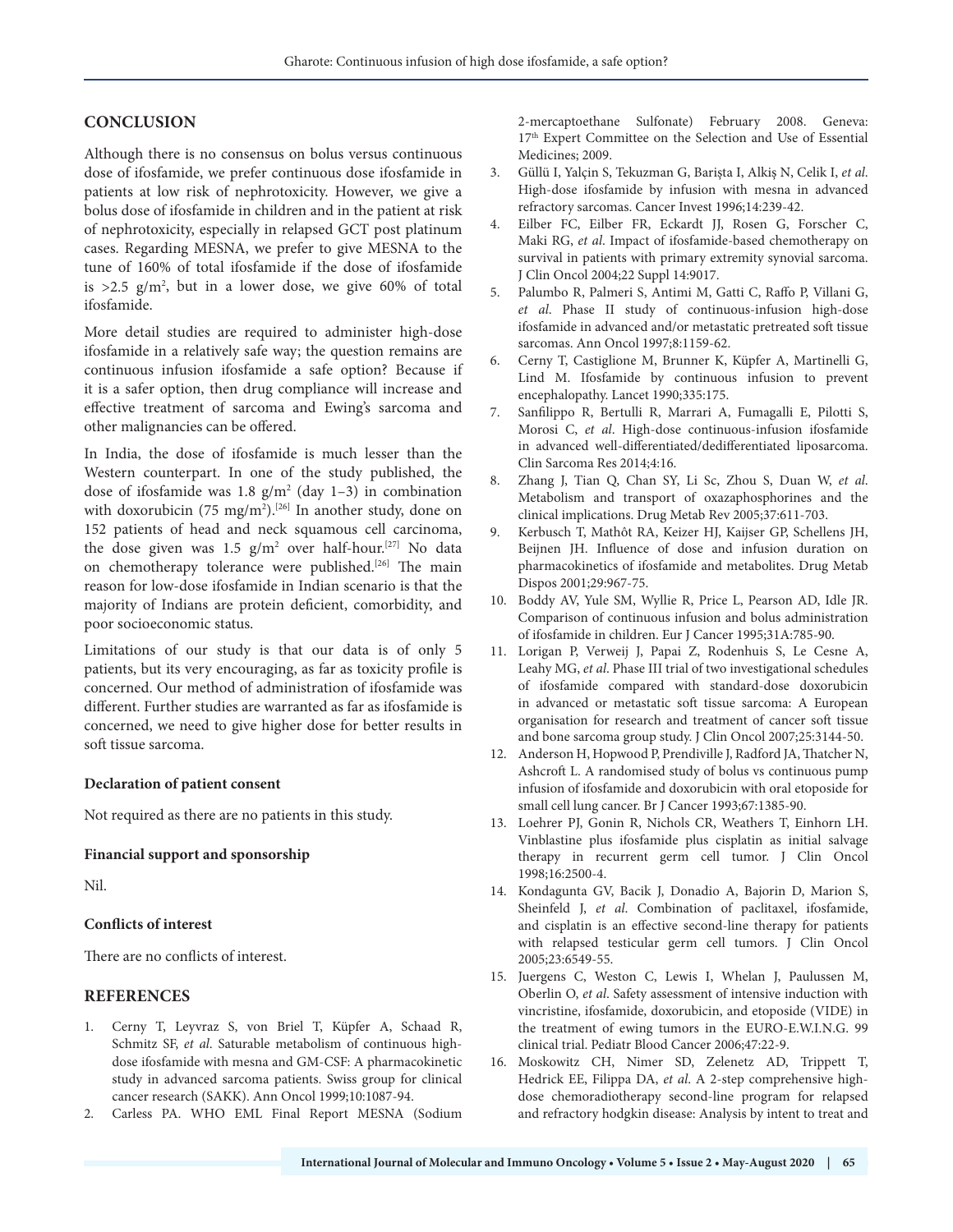## CONCLUSION

Although there is no consensus on bolus versus continuous dose of ifosfamide, we prefer continuous dose ifosfamide in patients at low risk of nephrotoxicity. However, we give a bolus dose of ifosfamide in children and in the patient at risk of nephrotoxicity, especially in relapsed GCT post platinum cases. Regarding MESNA, we prefer to give MESNA to the tune of 160% of total ifosfamide if the dose of ifosfamide is >2.5 g/m$^2$, but in a lower dose, we give 60% of total ifosfamide.

More detail studies are required to administer high-dose ifosfamide in a relatively safe way; the question remains are continuous infusion ifosfamide a safe option? Because if it is a safer option, then drug compliance will increase and effective treatment of sarcoma and Ewing's sarcoma and other malignancies can be offered.

In India, the dose of ifosfamide is much lesser than the Western counterpart. In one of the study published, the dose of ifosfamide was 1.8 g/m$^2$ (day 1–3) in combination with doxorubicin (75 mg/m$^2$).[26] In another study, done on 152 patients of head and neck squamous cell carcinoma, the dose given was 1.5 g/m$^2$ over half-hour.[27] No data on chemotherapy tolerance were published.[26] The main reason for low-dose ifosfamide in Indian scenario is that the majority of Indians are protein deficient, comorbidity, and poor socioeconomic status.

Limitations of our study is that our data is of only 5 patients, but its very encouraging, as far as toxicity profile is concerned. Our method of administration of ifosfamide was different. Further studies are warranted as far as ifosfamide is concerned, we need to give higher dose for better results in soft tissue sarcoma.

### Declaration of patient consent

Not required as there are no patients in this study.

### Financial support and sponsorship

Nil.

### Conflicts of interest

There are no conflicts of interest.

## REFERENCES

1. Cerny T, Leyvraz S, von Briel T, Küpfer A, Schaad R, Schmitz SF, *et al*. Saturable metabolism of continuous high-dose ifosfamide with mesna and GM-CSF: A pharmacokinetic study in advanced sarcoma patients. Swiss group for clinical cancer research (SAKK). Ann Oncol 1999;10:1087-94.
2. Carless PA. WHO EML Final Report MESNA (Sodium 2-mercaptoethane Sulfonate) February 2008. Geneva: 17th Expert Committee on the Selection and Use of Essential Medicines; 2009.
3. Güllü I, Yalçin S, Tekuzman G, Barişta I, Alkiş N, Celik I, *et al*. High-dose ifosfamide by infusion with mesna in advanced refractory sarcomas. Cancer Invest 1996;14:239-42.
4. Eilber FC, Eilber FR, Eckardt JJ, Rosen G, Forscher C, Maki RG, *et al*. Impact of ifosfamide-based chemotherapy on survival in patients with primary extremity synovial sarcoma. J Clin Oncol 2004;22 Suppl 14:9017.
5. Palumbo R, Palmeri S, Antimi M, Gatti C, Raffo P, Villani G, *et al*. Phase II study of continuous-infusion high-dose ifosfamide in advanced and/or metastatic pretreated soft tissue sarcomas. Ann Oncol 1997;8:1159-62.
6. Cerny T, Castiglione M, Brunner K, Küpfer A, Martinelli G, Lind M. Ifosfamide by continuous infusion to prevent encephalopathy. Lancet 1990;335:175.
7. Sanfilippo R, Bertulli R, Marrari A, Fumagalli E, Pilotti S, Morosi C, *et al*. High-dose continuous-infusion ifosfamide in advanced well-differentiated/dedifferentiated liposarcoma. Clin Sarcoma Res 2014;4:16.
8. Zhang J, Tian Q, Chan SY, Li Sc, Zhou S, Duan W, *et al*. Metabolism and transport of oxazaphosphorines and the clinical implications. Drug Metab Rev 2005;37:611-703.
9. Kerbusch T, Mathôt RA, Keizer HJ, Kaijser GP, Schellens JH, Beijnen JH. Influence of dose and infusion duration on pharmacokinetics of ifosfamide and metabolites. Drug Metab Dispos 2001;29:967-75.
10. Boddy AV, Yule SM, Wyllie R, Price L, Pearson AD, Idle JR. Comparison of continuous infusion and bolus administration of ifosfamide in children. Eur J Cancer 1995;31A:785-90.
11. Lorigan P, Verweij J, Papai Z, Rodenhuis S, Le Cesne A, Leahy MG, *et al*. Phase III trial of two investigational schedules of ifosfamide compared with standard-dose doxorubicin in advanced or metastatic soft tissue sarcoma: A European organisation for research and treatment of cancer soft tissue and bone sarcoma group study. J Clin Oncol 2007;25:3144-50.
12. Anderson H, Hopwood P, Prendiville J, Radford JA, Thatcher N, Ashcroft L. A randomised study of bolus vs continuous pump infusion of ifosfamide and doxorubicin with oral etoposide for small cell lung cancer. Br J Cancer 1993;67:1385-90.
13. Loehrer PJ, Gonin R, Nichols CR, Weathers T, Einhorn LH. Vinblastine plus ifosfamide plus cisplatin as initial salvage therapy in recurrent germ cell tumor. J Clin Oncol 1998;16:2500-4.
14. Kondagunta GV, Bacik J, Donadio A, Bajorin D, Marion S, Sheinfeld J, *et al*. Combination of paclitaxel, ifosfamide, and cisplatin is an effective second-line therapy for patients with relapsed testicular germ cell tumors. J Clin Oncol 2005;23:6549-55.
15. Juergens C, Weston C, Lewis I, Whelan J, Paulussen M, Oberlin O, *et al*. Safety assessment of intensive induction with vincristine, ifosfamide, doxorubicin, and etoposide (VIDE) in the treatment of ewing tumors in the EURO-E.W.I.N.G. 99 clinical trial. Pediatr Blood Cancer 2006;47:22-9.
16. Moskowitz CH, Nimer SD, Zelenetz AD, Trippett T, Hedrick EE, Filippa DA, *et al*. A 2-step comprehensive high-dose chemoradiotherapy second-line program for relapsed and refractory hodgkin disease: Analysis by intent to treat and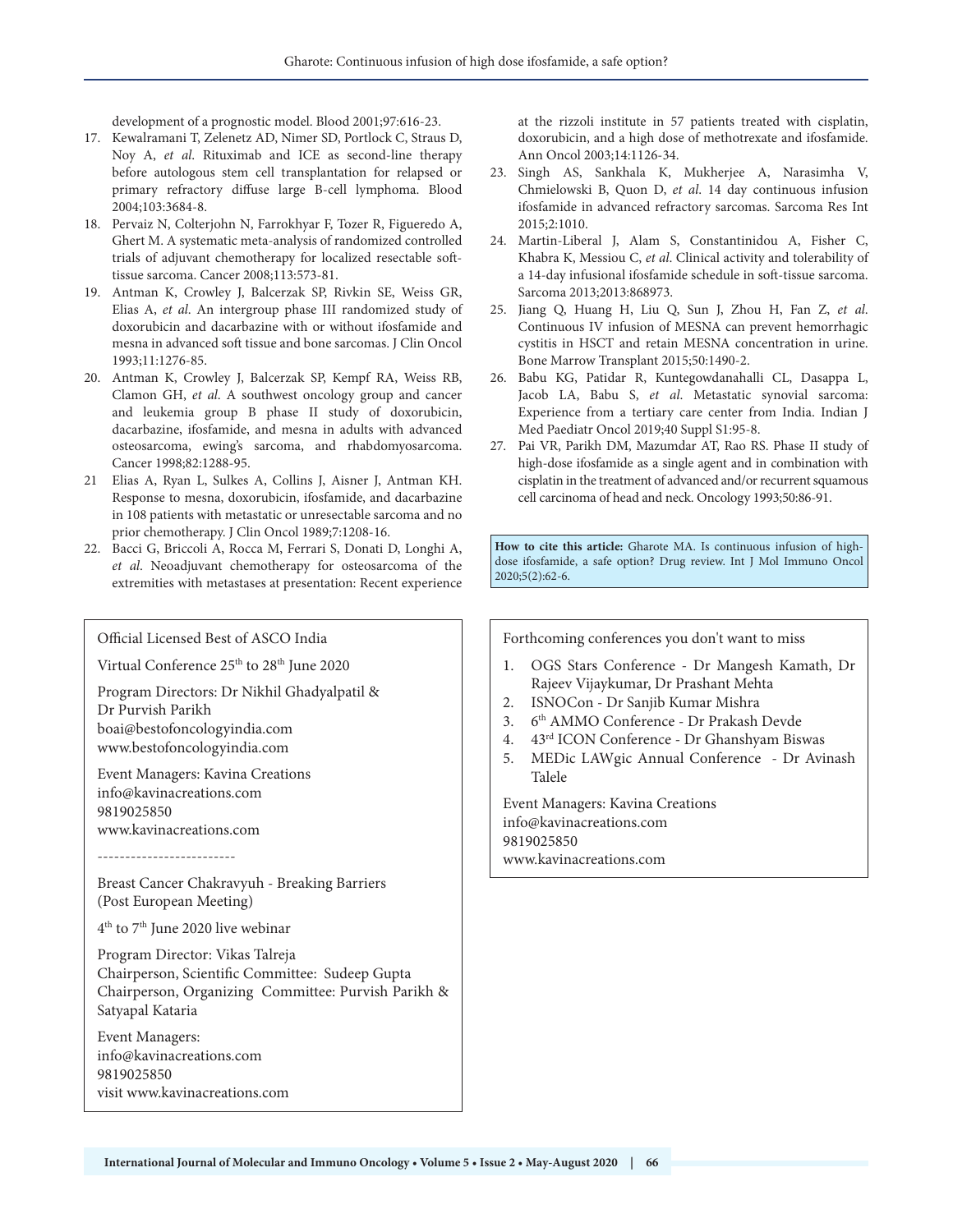development of a prognostic model. Blood 2001;97:616-23.

17. Kewalramani T, Zelenetz AD, Nimer SD, Portlock C, Straus D, Noy A, *et al*. Rituximab and ICE as second-line therapy before autologous stem cell transplantation for relapsed or primary refractory diffuse large B-cell lymphoma. Blood 2004;103:3684-8.
18. Pervaiz N, Colterjohn N, Farrokhyar F, Tozer R, Figueredo A, Ghert M. A systematic meta-analysis of randomized controlled trials of adjuvant chemotherapy for localized resectable soft-tissue sarcoma. Cancer 2008;113:573-81.
19. Antman K, Crowley J, Balcerzak SP, Rivkin SE, Weiss GR, Elias A, *et al*. An intergroup phase III randomized study of doxorubicin and dacarbazine with or without ifosfamide and mesna in advanced soft tissue and bone sarcomas. J Clin Oncol 1993;11:1276-85.
20. Antman K, Crowley J, Balcerzak SP, Kempf RA, Weiss RB, Clamon GH, *et al*. A southwest oncology group and cancer and leukemia group B phase II study of doxorubicin, dacarbazine, ifosfamide, and mesna in adults with advanced osteosarcoma, ewing's sarcoma, and rhabdomyosarcoma. Cancer 1998;82:1288-95.
21. Elias A, Ryan L, Sulkes A, Collins J, Aisner J, Antman KH. Response to mesna, doxorubicin, ifosfamide, and dacarbazine in 108 patients with metastatic or unresectable sarcoma and no prior chemotherapy. J Clin Oncol 1989;7:1208-16.
22. Bacci G, Briccoli A, Rocca M, Ferrari S, Donati D, Longhi A, *et al*. Neoadjuvant chemotherapy for osteosarcoma of the extremities with metastases at presentation: Recent experience at the rizzoli institute in 57 patients treated with cisplatin, doxorubicin, and a high dose of methotrexate and ifosfamide. Ann Oncol 2003;14:1126-34.
23. Singh AS, Sankhala K, Mukherjee A, Narasimha V, Chmielowski B, Quon D, *et al*. 14 day continuous infusion ifosfamide in advanced refractory sarcomas. Sarcoma Res Int 2015;2:1010.
24. Martin-Liberal J, Alam S, Constantinidou A, Fisher C, Khabra K, Messiou C, *et al*. Clinical activity and tolerability of a 14-day infusional ifosfamide schedule in soft-tissue sarcoma. Sarcoma 2013;2013:868973.
25. Jiang Q, Huang H, Liu Q, Sun J, Zhou H, Fan Z, *et al*. Continuous IV infusion of MESNA can prevent hemorrhagic cystitis in HSCT and retain MESNA concentration in urine. Bone Marrow Transplant 2015;50:1490-2.
26. Babu KG, Patidar R, Kuntegowdanahalli CL, Dasappa L, Jacob LA, Babu S, *et al*. Metastatic synovial sarcoma: Experience from a tertiary care center from India. Indian J Med Paediatr Oncol 2019;40 Suppl S1:95-8.
27. Pai VR, Parikh DM, Mazumdar AT, Rao RS. Phase II study of high-dose ifosfamide as a single agent and in combination with cisplatin in the treatment of advanced and/or recurrent squamous cell carcinoma of head and neck. Oncology 1993;50:86-91.

**How to cite this article:** Gharote MA. Is continuous infusion of high-dose ifosfamide, a safe option? Drug review. Int J Mol Immuno Oncol 2020;5(2):62-6.

---

Official Licensed Best of ASCO India

Virtual Conference 25th to 28th June 2020

Program Directors: Dr Nikhil Ghadyalpatil & Dr Purvish Parikh
boai@bestofoncologyindia.com
www.bestofoncologyindia.com

Event Managers: Kavina Creations
info@kavinacreations.com
9819025850
www.kavinacreations.com

------------------------

Breast Cancer Chakravyuh - Breaking Barriers (Post European Meeting)

4th to 7th June 2020 live webinar

Program Director: Vikas Talreja
Chairperson, Scientific Committee: Sudeep Gupta
Chairperson, Organizing Committee: Purvish Parikh & Satyapal Kataria

Event Managers:
info@kavinacreations.com
9819025850
visit www.kavinacreations.com

---

Forthcoming conferences you don't want to miss

1. OGS Stars Conference - Dr Mangesh Kamath, Dr Rajeev Vijaykumar, Dr Prashant Mehta
2. ISNOCon - Dr Sanjib Kumar Mishra
3. 6th AMMO Conference - Dr Prakash Devde
4. 43rd ICON Conference - Dr Ghanshyam Biswas
5. MEDic LAWgic Annual Conference - Dr Avinash Talele

Event Managers: Kavina Creations
info@kavinacreations.com
9819025850
www.kavinacreations.com